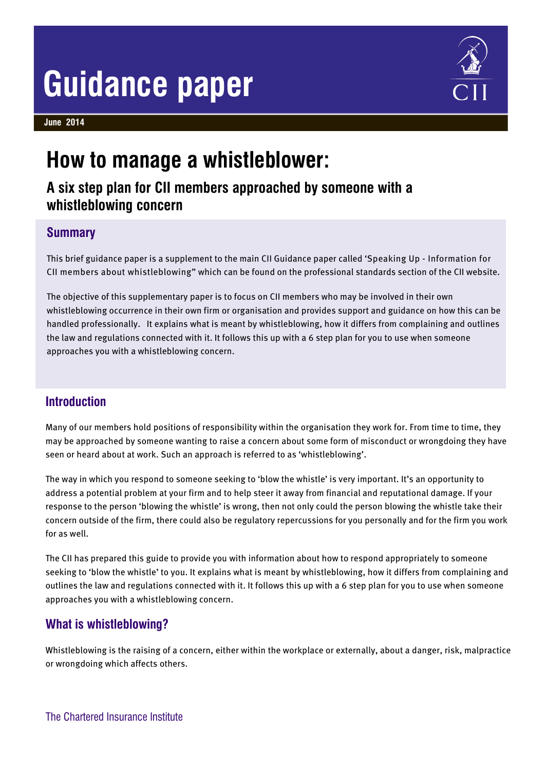# Guidance paper

June 2014

# How to manage a whistleblower:

## A six step plan for CII members approached by someone with a whistleblowing concern

### Summary

This brief guidance paper is a supplement to the main CII Guidance paper called 'Speaking Up - Information for CII members about whistleblowing" which can be found on the professional standards section of the CII website.

The objective of this supplementary paper is to focus on CII members who may be involved in their own whistleblowing occurrence in their own firm or organisation and provides support and guidance on how this can be handled professionally. It explains what is meant by whistleblowing, how it differs from complaining and outlines the law and regulations connected with it. It follows this up with a 6 step plan for you to use when someone approaches you with a whistleblowing concern.

### Introduction

Many of our members hold positions of responsibility within the organisation they work for. From time to time, they may be approached by someone wanting to raise a concern about some form of misconduct or wrongdoing they have seen or heard about at work. Such an approach is referred to as 'whistleblowing'.

The way in which you respond to someone seeking to 'blow the whistle' is very important. It's an opportunity to address a potential problem at your firm and to help steer it away from financial and reputational damage. If your response to the person 'blowing the whistle' is wrong, then not only could the person blowing the whistle take their concern outside of the firm, there could also be regulatory repercussions for you personally and for the firm you work for as well.

The CII has prepared this guide to provide you with information about how to respond appropriately to someone seeking to 'blow the whistle' to you. It explains what is meant by whistleblowing, how it differs from complaining and outlines the law and regulations connected with it. It follows this up with a 6 step plan for you to use when someone approaches you with a whistleblowing concern.

### What is whistleblowing?

Whistleblowing is the raising of a concern, either within the workplace or externally, about a danger, risk, malpractice or wrongdoing which affects others.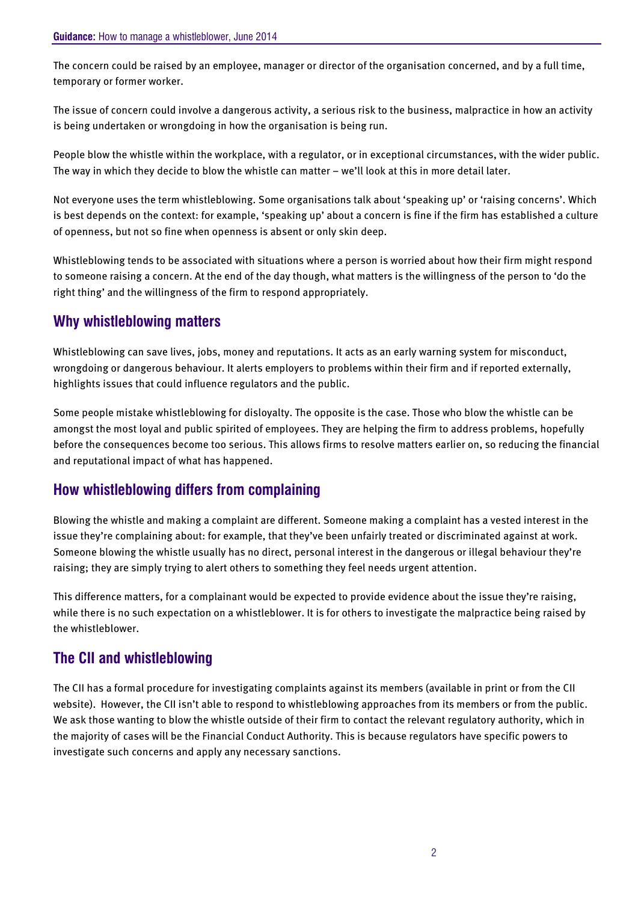The concern could be raised by an employee, manager or director of the organisation concerned, and by a full time, temporary or former worker.

The issue of concern could involve a dangerous activity, a serious risk to the business, malpractice in how an activity is being undertaken or wrongdoing in how the organisation is being run.

People blow the whistle within the workplace, with a regulator, or in exceptional circumstances, with the wider public. The way in which they decide to blow the whistle can matter – we'll look at this in more detail later.

Not everyone uses the term whistleblowing. Some organisations talk about 'speaking up' or 'raising concerns'. Which is best depends on the context: for example, 'speaking up' about a concern is fine if the firm has established a culture of openness, but not so fine when openness is absent or only skin deep.

Whistleblowing tends to be associated with situations where a person is worried about how their firm might respond to someone raising a concern. At the end of the day though, what matters is the willingness of the person to 'do the right thing' and the willingness of the firm to respond appropriately.

## Why whistleblowing matters

Whistleblowing can save lives, jobs, money and reputations. It acts as an early warning system for misconduct, wrongdoing or dangerous behaviour. It alerts employers to problems within their firm and if reported externally, highlights issues that could influence regulators and the public.

Some people mistake whistleblowing for disloyalty. The opposite is the case. Those who blow the whistle can be amongst the most loyal and public spirited of employees. They are helping the firm to address problems, hopefully before the consequences become too serious. This allows firms to resolve matters earlier on, so reducing the financial and reputational impact of what has happened.

## How whistleblowing differs from complaining

Blowing the whistle and making a complaint are different. Someone making a complaint has a vested interest in the issue they're complaining about: for example, that they've been unfairly treated or discriminated against at work. Someone blowing the whistle usually has no direct, personal interest in the dangerous or illegal behaviour they're raising; they are simply trying to alert others to something they feel needs urgent attention.

This difference matters, for a complainant would be expected to provide evidence about the issue they're raising, while there is no such expectation on a whistleblower. It is for others to investigate the malpractice being raised by the whistleblower.

## The CII and whistleblowing

The CII has a formal procedure for investigating complaints against its members (available in print or from the CII website). However, the CII isn't able to respond to whistleblowing approaches from its members or from the public. We ask those wanting to blow the whistle outside of their firm to contact the relevant regulatory authority, which in the majority of cases will be the Financial Conduct Authority. This is because regulators have specific powers to investigate such concerns and apply any necessary sanctions.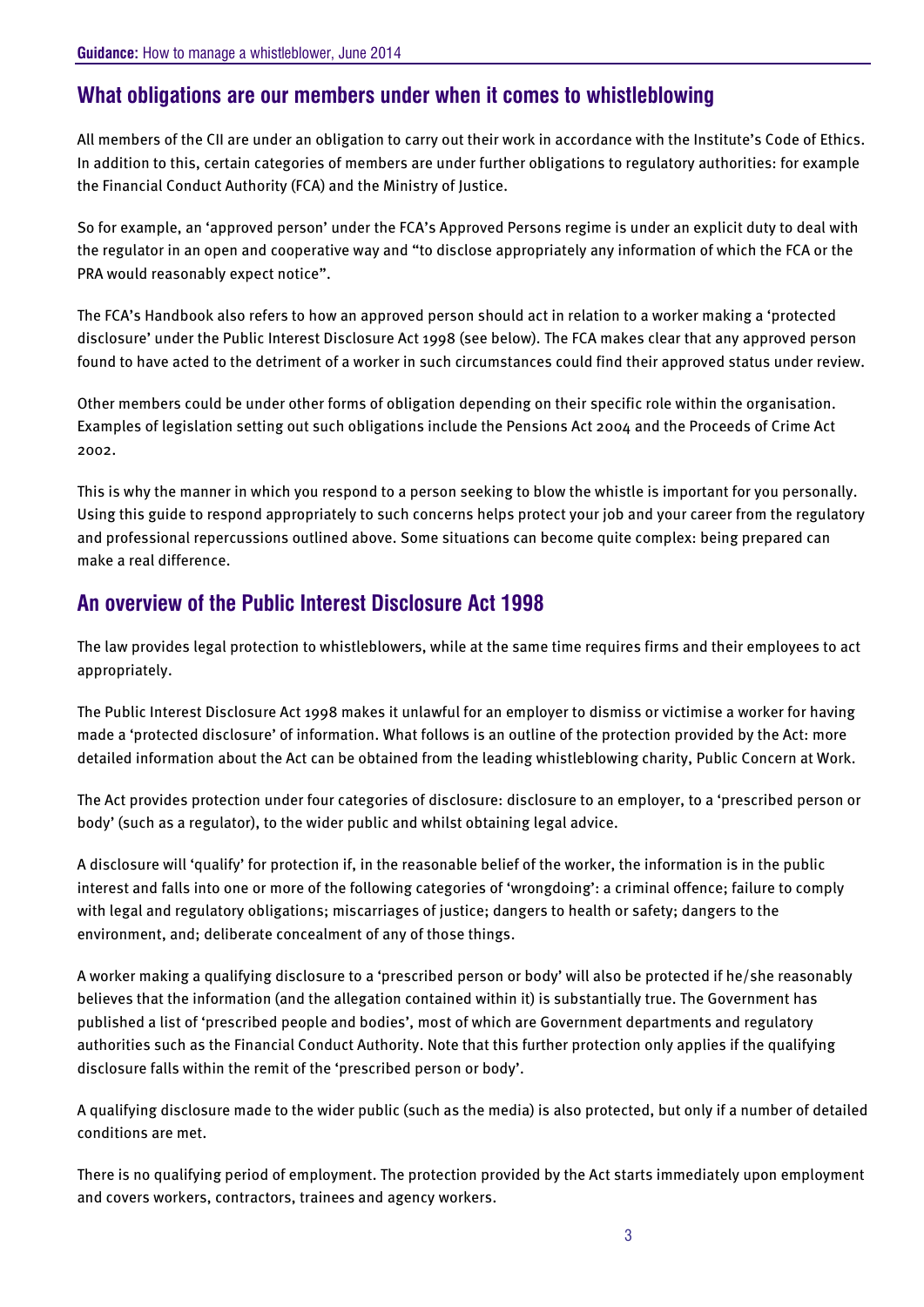## What obligations are our members under when it comes to whistleblowing

All members of the CII are under an obligation to carry out their work in accordance with the Institute's Code of Ethics. In addition to this, certain categories of members are under further obligations to regulatory authorities: for example the Financial Conduct Authority (FCA) and the Ministry of Justice.

So for example, an 'approved person' under the FCA's Approved Persons regime is under an explicit duty to deal with the regulator in an open and cooperative way and "to disclose appropriately any information of which the FCA or the PRA would reasonably expect notice".

The FCA's Handbook also refers to how an approved person should act in relation to a worker making a 'protected disclosure' under the Public Interest Disclosure Act 1998 (see below). The FCA makes clear that any approved person found to have acted to the detriment of a worker in such circumstances could find their approved status under review.

Other members could be under other forms of obligation depending on their specific role within the organisation. Examples of legislation setting out such obligations include the Pensions Act 2004 and the Proceeds of Crime Act 2002.

This is why the manner in which you respond to a person seeking to blow the whistle is important for you personally. Using this guide to respond appropriately to such concerns helps protect your job and your career from the regulatory and professional repercussions outlined above. Some situations can become quite complex: being prepared can make a real difference.

## An overview of the Public Interest Disclosure Act 1998

The law provides legal protection to whistleblowers, while at the same time requires firms and their employees to act appropriately.

The Public Interest Disclosure Act 1998 makes it unlawful for an employer to dismiss or victimise a worker for having made a 'protected disclosure' of information. What follows is an outline of the protection provided by the Act: more detailed information about the Act can be obtained from the leading whistleblowing charity, Public Concern at Work.

The Act provides protection under four categories of disclosure: disclosure to an employer, to a 'prescribed person or body' (such as a regulator), to the wider public and whilst obtaining legal advice.

A disclosure will 'qualify' for protection if, in the reasonable belief of the worker, the information is in the public interest and falls into one or more of the following categories of 'wrongdoing': a criminal offence; failure to comply with legal and regulatory obligations; miscarriages of justice; dangers to health or safety; dangers to the environment, and; deliberate concealment of any of those things.

A worker making a qualifying disclosure to a 'prescribed person or body' will also be protected if he/she reasonably believes that the information (and the allegation contained within it) is substantially true. The Government has published a list of 'prescribed people and bodies', most of which are Government departments and regulatory authorities such as the Financial Conduct Authority. Note that this further protection only applies if the qualifying disclosure falls within the remit of the 'prescribed person or body'.

A qualifying disclosure made to the wider public (such as the media) is also protected, but only if a number of detailed conditions are met.

There is no qualifying period of employment. The protection provided by the Act starts immediately upon employment and covers workers, contractors, trainees and agency workers.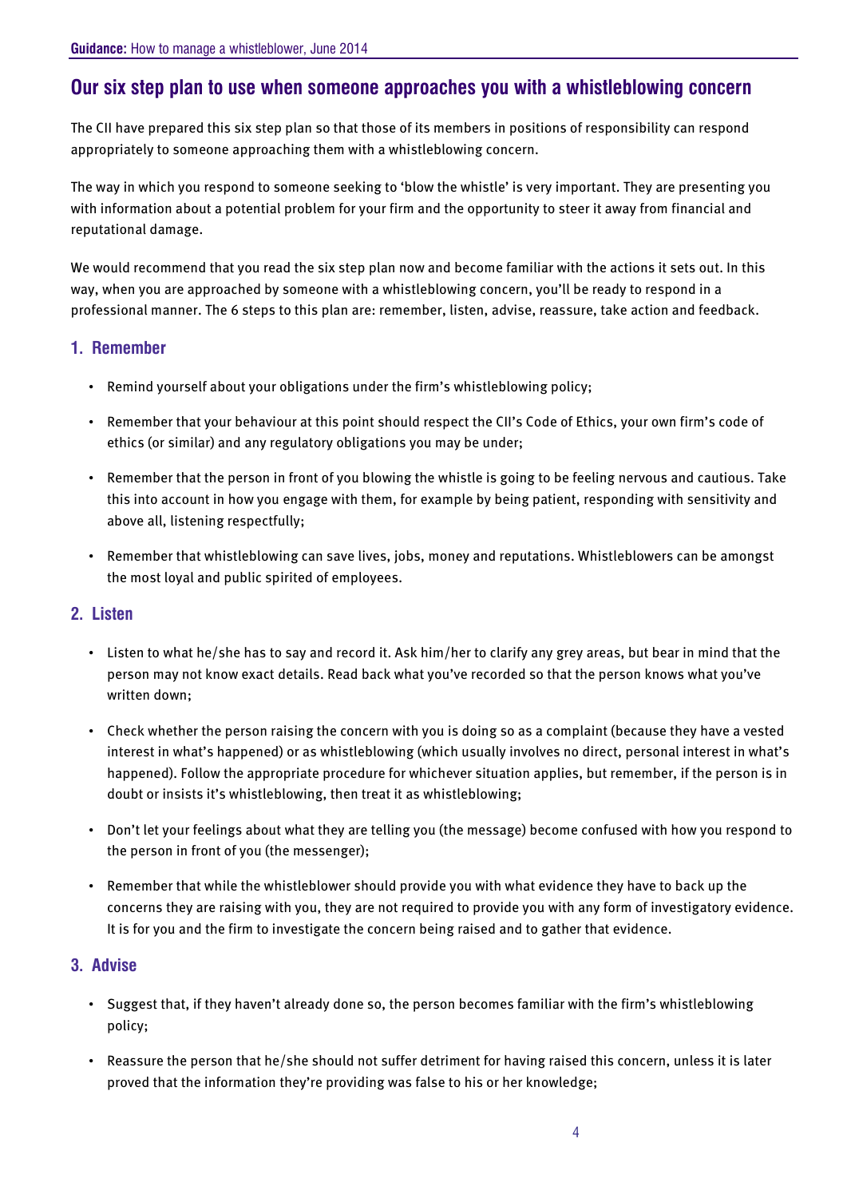## Our six step plan to use when someone approaches you with a whistleblowing concern

The CII have prepared this six step plan so that those of its members in positions of responsibility can respond appropriately to someone approaching them with a whistleblowing concern.

The way in which you respond to someone seeking to 'blow the whistle' is very important. They are presenting you with information about a potential problem for your firm and the opportunity to steer it away from financial and reputational damage.

We would recommend that you read the six step plan now and become familiar with the actions it sets out. In this way, when you are approached by someone with a whistleblowing concern, you'll be ready to respond in a professional manner. The 6 steps to this plan are: remember, listen, advise, reassure, take action and feedback.

### 1. Remember

- Remind yourself about your obligations under the firm's whistleblowing policy;
- Remember that your behaviour at this point should respect the CII's Code of Ethics, your own firm's code of ethics (or similar) and any regulatory obligations you may be under;
- Remember that the person in front of you blowing the whistle is going to be feeling nervous and cautious. Take this into account in how you engage with them, for example by being patient, responding with sensitivity and above all, listening respectfully;
- Remember that whistleblowing can save lives, jobs, money and reputations. Whistleblowers can be amongst the most loyal and public spirited of employees.

### 2. Listen

- Listen to what he/she has to say and record it. Ask him/her to clarify any grey areas, but bear in mind that the person may not know exact details. Read back what you've recorded so that the person knows what you've written down;
- Check whether the person raising the concern with you is doing so as a complaint (because they have a vested interest in what's happened) or as whistleblowing (which usually involves no direct, personal interest in what's happened). Follow the appropriate procedure for whichever situation applies, but remember, if the person is in doubt or insists it's whistleblowing, then treat it as whistleblowing;
- Don't let your feelings about what they are telling you (the message) become confused with how you respond to the person in front of you (the messenger);
- Remember that while the whistleblower should provide you with what evidence they have to back up the concerns they are raising with you, they are not required to provide you with any form of investigatory evidence. It is for you and the firm to investigate the concern being raised and to gather that evidence.

### 3. Advise

- Suggest that, if they haven't already done so, the person becomes familiar with the firm's whistleblowing policy;
- Reassure the person that he/she should not suffer detriment for having raised this concern, unless it is later proved that the information they're providing was false to his or her knowledge;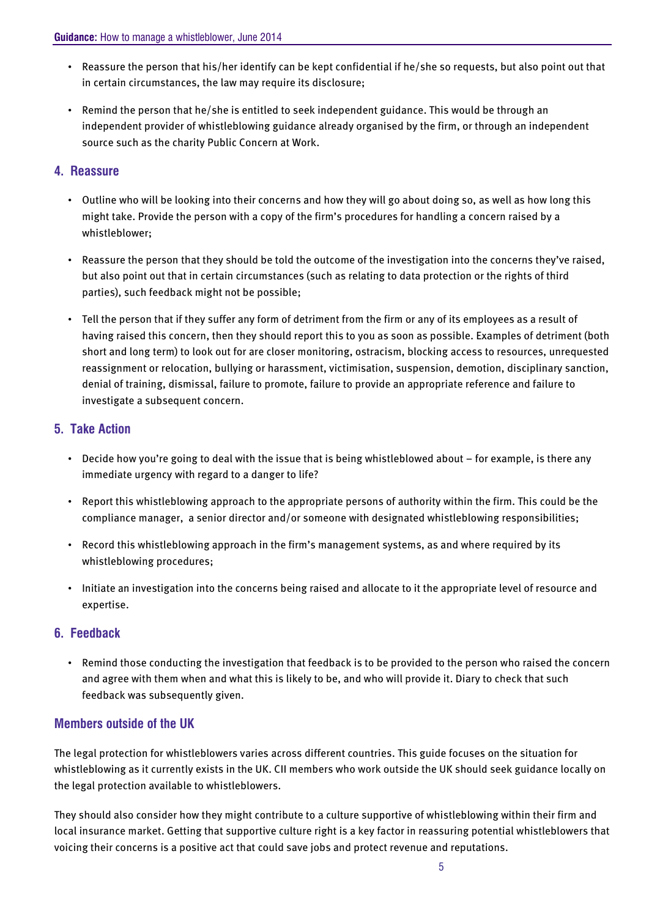- Reassure the person that his/her identify can be kept confidential if he/she so requests, but also point out that in certain circumstances, the law may require its disclosure;
- Remind the person that he/she is entitled to seek independent guidance. This would be through an independent provider of whistleblowing guidance already organised by the firm, or through an independent source such as the charity Public Concern at Work.

## 4. Reassure

- Outline who will be looking into their concerns and how they will go about doing so, as well as how long this might take. Provide the person with a copy of the firm's procedures for handling a concern raised by a whistleblower;
- Reassure the person that they should be told the outcome of the investigation into the concerns they've raised, but also point out that in certain circumstances (such as relating to data protection or the rights of third parties), such feedback might not be possible;
- Tell the person that if they suffer any form of detriment from the firm or any of its employees as a result of having raised this concern, then they should report this to you as soon as possible. Examples of detriment (both short and long term) to look out for are closer monitoring, ostracism, blocking access to resources, unrequested reassignment or relocation, bullying or harassment, victimisation, suspension, demotion, disciplinary sanction, denial of training, dismissal, failure to promote, failure to provide an appropriate reference and failure to investigate a subsequent concern.

## 5. Take Action

- Decide how you're going to deal with the issue that is being whistleblowed about – for example, is there any immediate urgency with regard to a danger to life?
- Report this whistleblowing approach to the appropriate persons of authority within the firm. This could be the compliance manager, a senior director and/or someone with designated whistleblowing responsibilities;
- Record this whistleblowing approach in the firm's management systems, as and where required by its whistleblowing procedures;
- Initiate an investigation into the concerns being raised and allocate to it the appropriate level of resource and expertise.

## 6. Feedback

- Remind those conducting the investigation that feedback is to be provided to the person who raised the concern and agree with them when and what this is likely to be, and who will provide it. Diary to check that such feedback was subsequently given.

## Members outside of the UK

The legal protection for whistleblowers varies across different countries. This guide focuses on the situation for whistleblowing as it currently exists in the UK. CII members who work outside the UK should seek guidance locally on the legal protection available to whistleblowers.

They should also consider how they might contribute to a culture supportive of whistleblowing within their firm and local insurance market. Getting that supportive culture right is a key factor in reassuring potential whistleblowers that voicing their concerns is a positive act that could save jobs and protect revenue and reputations.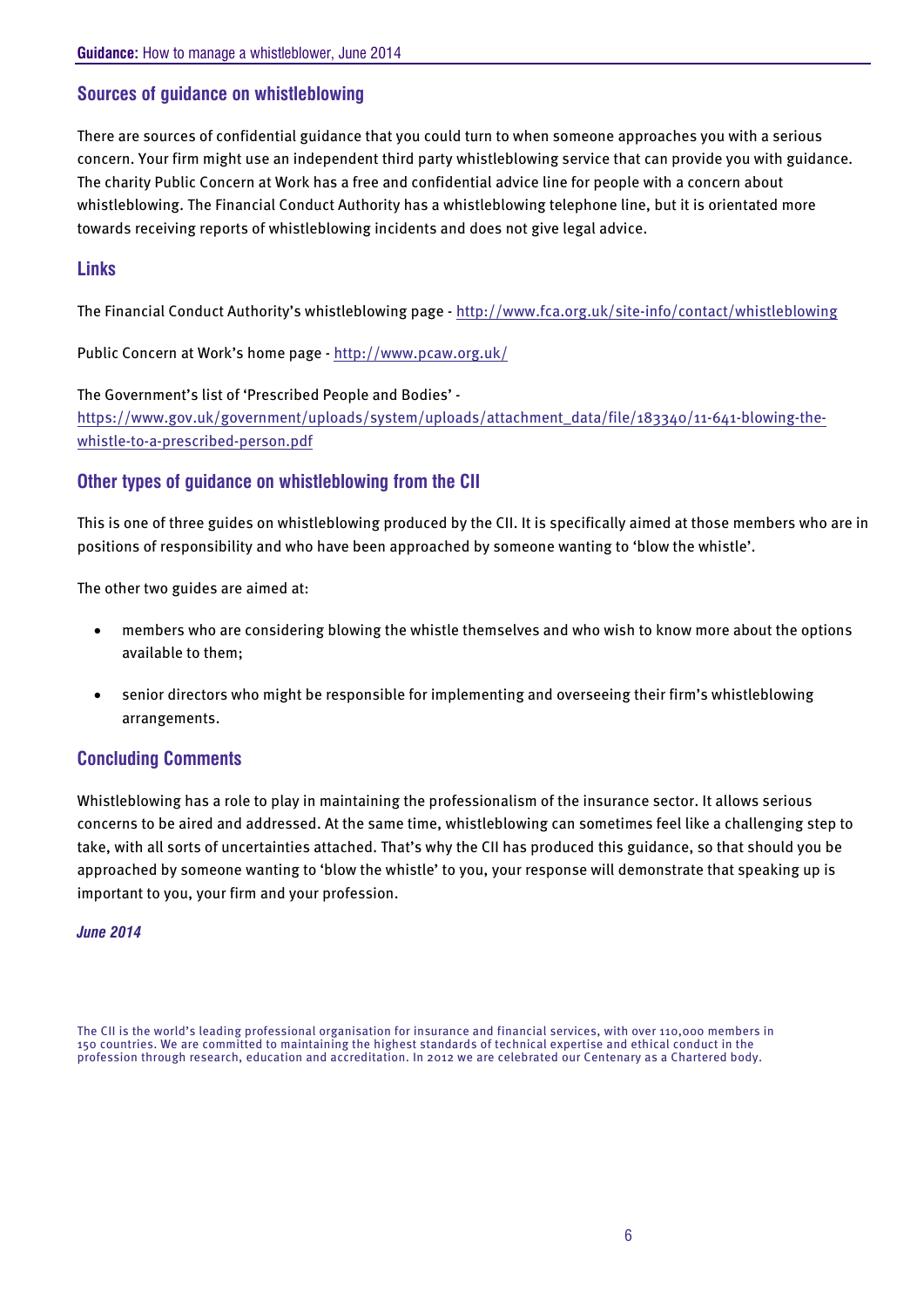## Sources of guidance on whistleblowing

There are sources of confidential guidance that you could turn to when someone approaches you with a serious concern. Your firm might use an independent third party whistleblowing service that can provide you with guidance. The charity Public Concern at Work has a free and confidential advice line for people with a concern about whistleblowing. The Financial Conduct Authority has a whistleblowing telephone line, but it is orientated more towards receiving reports of whistleblowing incidents and does not give legal advice.

## Links

The Financial Conduct Authority's whistleblowing page - http://www.fca.org.uk/site-info/contact/whistleblowing

Public Concern at Work's home page - http://www.pcaw.org.uk/

The Government's list of 'Prescribed People and Bodies' - https://www.gov.uk/government/uploads/system/uploads/attachment_data/file/183340/11-641-blowing-the-whistle-to-a-prescribed-person.pdf

## Other types of guidance on whistleblowing from the CII

This is one of three guides on whistleblowing produced by the CII. It is specifically aimed at those members who are in positions of responsibility and who have been approached by someone wanting to 'blow the whistle'.

The other two guides are aimed at:

- members who are considering blowing the whistle themselves and who wish to know more about the options available to them;
- senior directors who might be responsible for implementing and overseeing their firm's whistleblowing arrangements.

## Concluding Comments

Whistleblowing has a role to play in maintaining the professionalism of the insurance sector. It allows serious concerns to be aired and addressed. At the same time, whistleblowing can sometimes feel like a challenging step to take, with all sorts of uncertainties attached. That's why the CII has produced this guidance, so that should you be approached by someone wanting to 'blow the whistle' to you, your response will demonstrate that speaking up is important to you, your firm and your profession.

***June 2014***

The CII is the world's leading professional organisation for insurance and financial services, with over 110,000 members in 150 countries. We are committed to maintaining the highest standards of technical expertise and ethical conduct in the profession through research, education and accreditation. In 2012 we are celebrated our Centenary as a Chartered body.